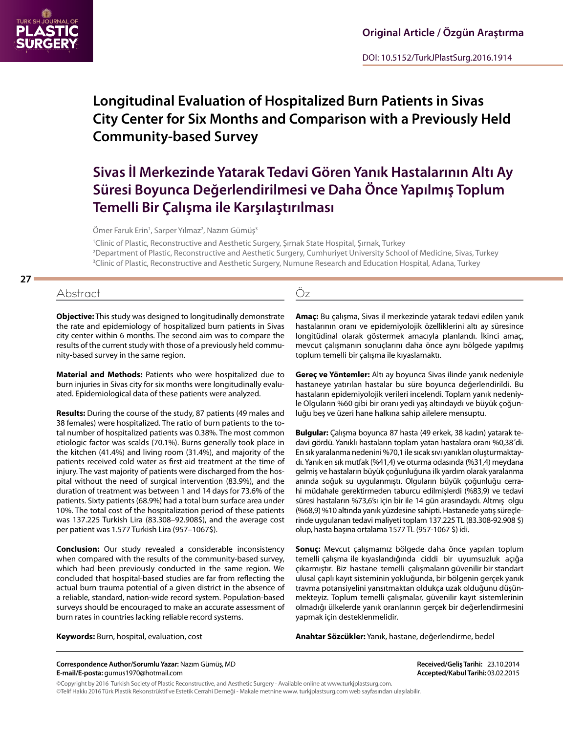Original Article / Özgün Araştırma

DOI: 10.5152/TurkJPlastSurg.2016.1914

# Longitudinal Evaluation of Hospitalized Burn Patients in Sivas City Center for Six Months and Comparison with a Previously Held Community-based Survey

# Sivas İl Merkezinde Yatarak Tedavi Gören Yanık Hastalarının Altı Ay Süresi Boyunca Değerlendirilmesi ve Daha Önce Yapılmış Toplum Temelli Bir Çalışma ile Karşılaştırılması

Ömer Faruk Erin[1], Sarper Yılmaz[2], Nazım Gümüş[3]

[1]Clinic of Plastic, Reconstructive and Aesthetic Surgery, Şırnak State Hospital, Şırnak, Turkey
[2]Department of Plastic, Reconstructive and Aesthetic Surgery, Cumhuriyet University School of Medicine, Sivas, Turkey
[3]Clinic of Plastic, Reconstructive and Aesthetic Surgery, Numune Research and Education Hospital, Adana, Turkey

## Abstract

**Objective:** This study was designed to longitudinally demonstrate the rate and epidemiology of hospitalized burn patients in Sivas city center within 6 months. The second aim was to compare the results of the current study with those of a previously held community-based survey in the same region.

**Material and Methods:** Patients who were hospitalized due to burn injuries in Sivas city for six months were longitudinally evaluated. Epidemiological data of these patients were analyzed.

**Results:** During the course of the study, 87 patients (49 males and 38 females) were hospitalized. The ratio of burn patients to the total number of hospitalized patients was 0.38%. The most common etiologic factor was scalds (70.1%). Burns generally took place in the kitchen (41.4%) and living room (31.4%), and majority of the patients received cold water as first-aid treatment at the time of injury. The vast majority of patients were discharged from the hospital without the need of surgical intervention (83.9%), and the duration of treatment was between 1 and 14 days for 73.6% of the patients. Sixty patients (68.9%) had a total burn surface area under 10%. The total cost of the hospitalization period of these patients was 137.225 Turkish Lira (83.308–92.908$), and the average cost per patient was 1.577 Turkish Lira (957–1067$).

**Conclusion:** Our study revealed a considerable inconsistency when compared with the results of the community-based survey, which had been previously conducted in the same region. We concluded that hospital-based studies are far from reflecting the actual burn trauma potential of a given district in the absence of a reliable, standard, nation-wide record system. Population-based surveys should be encouraged to make an accurate assessment of burn rates in countries lacking reliable record systems.

**Keywords:** Burn, hospital, evaluation, cost

## Öz

**Amaç:** Bu çalışma, Sivas il merkezinde yatarak tedavi edilen yanık hastalarının oranı ve epidemiyolojik özelliklerini altı ay süresince longitüdinal olarak göstermek amacıyla planlandı. İkinci amaç, mevcut çalışmanın sonuçlarını daha önce aynı bölgede yapılmış toplum temelli bir çalışma ile kıyaslamaktı.

**Gereç ve Yöntemler:** Altı ay boyunca Sivas ilinde yanık nedeniyle hastaneye yatırılan hastalar bu süre boyunca değerlendirildi. Bu hastaların epidemiyolojik verileri incelendi. Toplam yanık nedeniyle Olguların %60 gibi bir oranı yedi yaş altındaydı ve büyük çoğunluğu beş ve üzeri hane halkına sahip ailelere mensuptu.

**Bulgular:** Çalışma boyunca 87 hasta (49 erkek, 38 kadın) yatarak tedavi gördü. Yanıklı hastaların toplam yatan hastalara oranı %0,38´di. En sık yaralanma nedenini %70,1 ile sıcak sıvı yanıkları oluşturmaktaydı. Yanık en sık mutfak (%41,4) ve oturma odasında (%31,4) meydana gelmiş ve hastaların büyük çoğunluğuna ilk yardım olarak yaralanma anında soğuk su uygulanmıştı. Olguların büyük çoğunluğu cerrahi müdahale gerektirmeden taburcu edilmişlerdi (%83,9) ve tedavi süresi hastaların %73,6'sı için bir ile 14 gün arasındaydı. Altmış olgu (%68,9) %10 altında yanık yüzdesine sahipti. Hastanede yatış süreçlerinde uygulanan tedavi maliyeti toplam 137.225 TL (83.308-92.908 $) olup, hasta başına ortalama 1577 TL (957-1067 $) idi.

**Sonuç:** Mevcut çalışmamız bölgede daha önce yapılan toplum temelli çalışma ile kıyaslandığında ciddi bir uyumsuzluk açığa çıkarmıştır. Biz hastane temelli çalışmaların güvenilir bir standart ulusal çaplı kayıt sisteminin yokluğunda, bir bölgenin gerçek yanık travma potansiyelini yansıtmaktan oldukça uzak olduğunu düşünmekteyiz. Toplum temelli çalışmalar, güvenilir kayıt sistemlerinin olmadığı ülkelerde yanık oranlarının gerçek bir değerlendirmesini yapmak için desteklenmelidir.

**Anahtar Sözcükler:** Yanık, hastane, değerlendirme, bedel

**Correspondence Author/Sorumlu Yazar:** Nazım Gümüş, MD
**E-mail/E-posta:** gumus1970@hotmail.com

**Received/Geliş Tarihi:** 23.10.2014
**Accepted/Kabul Tarihi:** 03.02.2015

©Copyright by 2016 Turkish Society of Plastic Reconstructive, and Aesthetic Surgery - Available online at www.turkjplastsurg.com.
©Telif Hakkı 2016 Türk Plastik Rekonstrüktif ve Estetik Cerrahi Derneği - Makale metnine www. turkjplastsurg.com web sayfasından ulaşılabilir.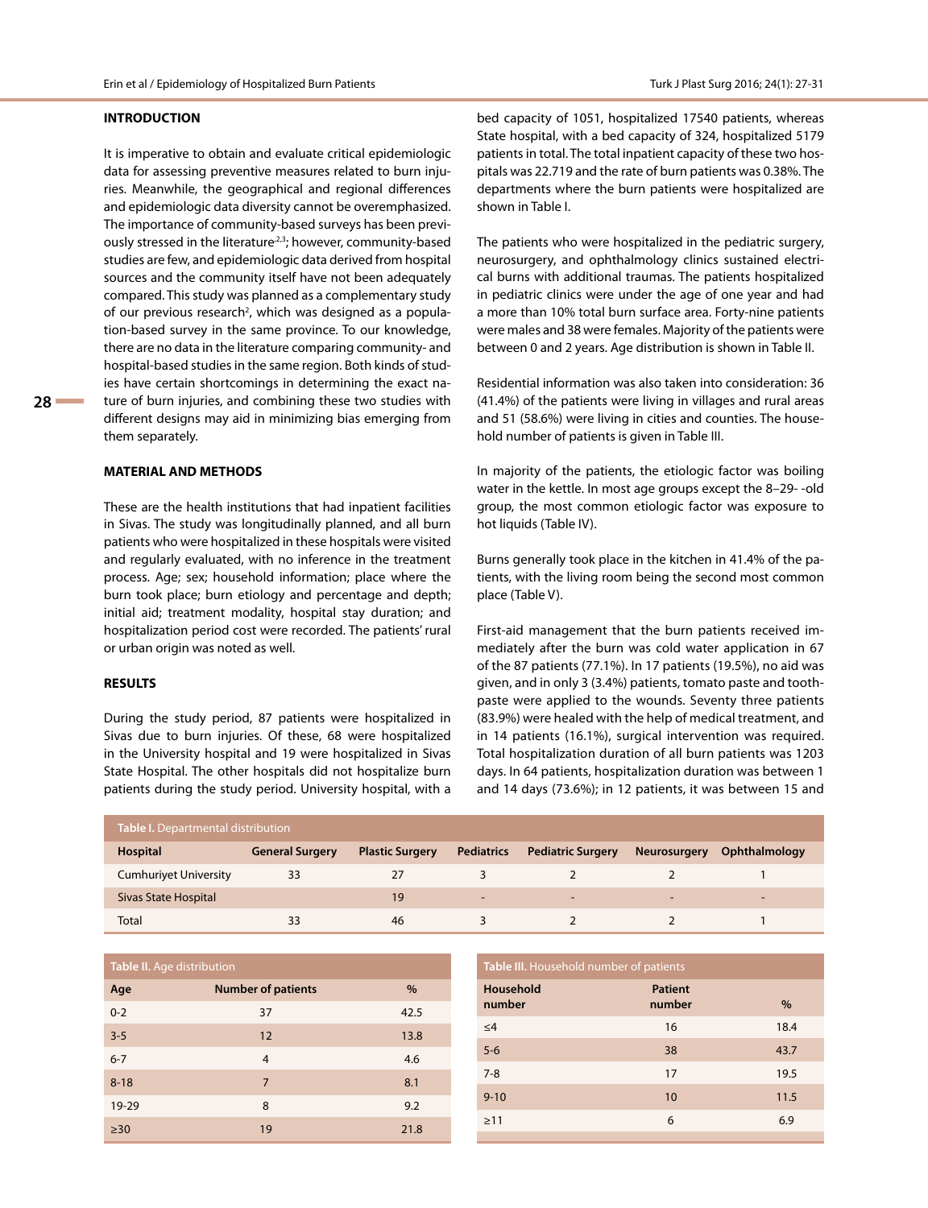## INTRODUCTION

It is imperative to obtain and evaluate critical epidemiologic data for assessing preventive measures related to burn injuries. Meanwhile, the geographical and regional differences and epidemiologic data diversity cannot be overemphasized. The importance of community-based surveys has been previously stressed in the literature[2,3]; however, community-based studies are few, and epidemiologic data derived from hospital sources and the community itself have not been adequately compared. This study was planned as a complementary study of our previous research[2], which was designed as a population-based survey in the same province. To our knowledge, there are no data in the literature comparing community- and hospital-based studies in the same region. Both kinds of studies have certain shortcomings in determining the exact nature of burn injuries, and combining these two studies with different designs may aid in minimizing bias emerging from them separately.

## MATERIAL AND METHODS

These are the health institutions that had inpatient facilities in Sivas. The study was longitudinally planned, and all burn patients who were hospitalized in these hospitals were visited and regularly evaluated, with no inference in the treatment process. Age; sex; household information; place where the burn took place; burn etiology and percentage and depth; initial aid; treatment modality, hospital stay duration; and hospitalization period cost were recorded. The patients' rural or urban origin was noted as well.

## RESULTS

During the study period, 87 patients were hospitalized in Sivas due to burn injuries. Of these, 68 were hospitalized in the University hospital and 19 were hospitalized in Sivas State Hospital. The other hospitals did not hospitalize burn patients during the study period. University hospital, with a bed capacity of 1051, hospitalized 17540 patients, whereas State hospital, with a bed capacity of 324, hospitalized 5179 patients in total. The total inpatient capacity of these two hospitals was 22.719 and the rate of burn patients was 0.38%. The departments where the burn patients were hospitalized are shown in Table I.

The patients who were hospitalized in the pediatric surgery, neurosurgery, and ophthalmology clinics sustained electrical burns with additional traumas. The patients hospitalized in pediatric clinics were under the age of one year and had a more than 10% total burn surface area. Forty-nine patients were males and 38 were females. Majority of the patients were between 0 and 2 years. Age distribution is shown in Table II.

Residential information was also taken into consideration: 36 (41.4%) of the patients were living in villages and rural areas and 51 (58.6%) were living in cities and counties. The household number of patients is given in Table III.

In majority of the patients, the etiologic factor was boiling water in the kettle. In most age groups except the 8–29- -old group, the most common etiologic factor was exposure to hot liquids (Table IV).

Burns generally took place in the kitchen in 41.4% of the patients, with the living room being the second most common place (Table V).

First-aid management that the burn patients received immediately after the burn was cold water application in 67 of the 87 patients (77.1%). In 17 patients (19.5%), no aid was given, and in only 3 (3.4%) patients, tomato paste and toothpaste were applied to the wounds. Seventy three patients (83.9%) were healed with the help of medical treatment, and in 14 patients (16.1%), surgical intervention was required. Total hospitalization duration of all burn patients was 1203 days. In 64 patients, hospitalization duration was between 1 and 14 days (73.6%); in 12 patients, it was between 15 and

**Table I.** Departmental distribution

| Hospital | General Surgery | Plastic Surgery | Pediatrics | Pediatric Surgery | Neurosurgery | Ophthalmology |
|---|---|---|---|---|---|---|
| Cumhuriyet University | 33 | 27 | 3 | 2 | 2 | 1 |
| Sivas State Hospital | | 19 | - | - | - | - |
| Total | 33 | 46 | 3 | 2 | 2 | 1 |

**Table II.** Age distribution

| Age | Number of patients | % |
|---|---|---|
| 0-2 | 37 | 42.5 |
| 3-5 | 12 | 13.8 |
| 6-7 | 4 | 4.6 |
| 8-18 | 7 | 8.1 |
| 19-29 | 8 | 9.2 |
| ≥30 | 19 | 21.8 |

**Table III.** Household number of patients

| Household number | Patient number | % |
|---|---|---|
| ≤4 | 16 | 18.4 |
| 5-6 | 38 | 43.7 |
| 7-8 | 17 | 19.5 |
| 9-10 | 10 | 11.5 |
| ≥11 | 6 | 6.9 |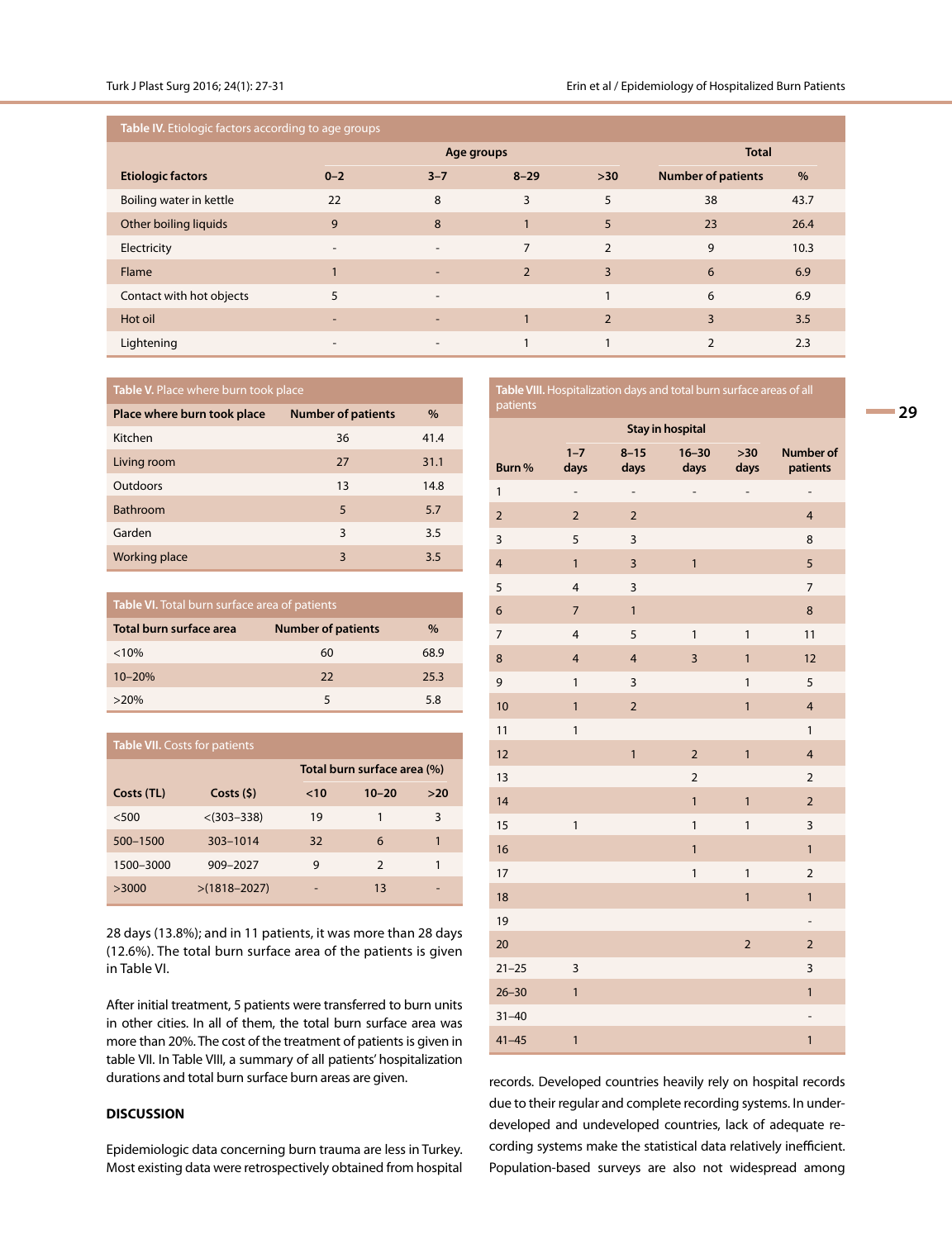**Table IV.** Etiologic factors according to age groups

| Etiologic factors | Age groups | | | | Total | |
|---|---|---|---|---|---|---|
| | 0–2 | 3–7 | 8–29 | >30 | Number of patients | % |
| Boiling water in kettle | 22 | 8 | 3 | 5 | 38 | 43.7 |
| Other boiling liquids | 9 | 8 | 1 | 5 | 23 | 26.4 |
| Electricity | - | - | 7 | 2 | 9 | 10.3 |
| Flame | 1 | - | 2 | 3 | 6 | 6.9 |
| Contact with hot objects | 5 | - | | 1 | 6 | 6.9 |
| Hot oil | - | - | 1 | 2 | 3 | 3.5 |
| Lightening | - | - | 1 | 1 | 2 | 2.3 |

**Table V.** Place where burn took place

| Place where burn took place | Number of patients | % |
|---|---|---|
| Kitchen | 36 | 41.4 |
| Living room | 27 | 31.1 |
| Outdoors | 13 | 14.8 |
| Bathroom | 5 | 5.7 |
| Garden | 3 | 3.5 |
| Working place | 3 | 3.5 |

**Table VI.** Total burn surface area of patients

| Total burn surface area | Number of patients | % |
|---|---|---|
| <10% | 60 | 68.9 |
| 10–20% | 22 | 25.3 |
| >20% | 5 | 5.8 |

**Table VII.** Costs for patients

| Costs (TL) | Costs ($) | Total burn surface area (%) | | |
|---|---|---|---|---|
| | | <10 | 10–20 | >20 |
| <500 | <(303–338) | 19 | 1 | 3 |
| 500–1500 | 303–1014 | 32 | 6 | 1 |
| 1500–3000 | 909–2027 | 9 | 2 | 1 |
| >3000 | >(1818–2027) | - | 13 | - |

28 days (13.8%); and in 11 patients, it was more than 28 days (12.6%). The total burn surface area of the patients is given in Table VI.

After initial treatment, 5 patients were transferred to burn units in other cities. In all of them, the total burn surface area was more than 20%. The cost of the treatment of patients is given in table VII. In Table VIII, a summary of all patients' hospitalization durations and total burn surface burn areas are given.

**Table VIII.** Hospitalization days and total burn surface areas of all patients

| Burn % | Stay in hospital | | | | Number of patients |
|---|---|---|---|---|---|
| | 1–7 days | 8–15 days | 16–30 days | >30 days | |
| 1 | - | - | - | - | - |
| 2 | 2 | 2 | | | 4 |
| 3 | 5 | 3 | | | 8 |
| 4 | 1 | 3 | 1 | | 5 |
| 5 | 4 | 3 | | | 7 |
| 6 | 7 | 1 | | | 8 |
| 7 | 4 | 5 | 1 | 1 | 11 |
| 8 | 4 | 4 | 3 | 1 | 12 |
| 9 | 1 | 3 | | 1 | 5 |
| 10 | 1 | 2 | | 1 | 4 |
| 11 | 1 | | | | 1 |
| 12 | | 1 | 2 | 1 | 4 |
| 13 | | | 2 | | 2 |
| 14 | | | 1 | 1 | 2 |
| 15 | 1 | | 1 | 1 | 3 |
| 16 | | | 1 | | 1 |
| 17 | | | 1 | 1 | 2 |
| 18 | | | | 1 | 1 |
| 19 | | | | | - |
| 20 | | | | 2 | 2 |
| 21–25 | 3 | | | | 3 |
| 26–30 | 1 | | | | 1 |
| 31–40 | | | | | - |
| 41–45 | 1 | | | | 1 |

## DISCUSSION

Epidemiologic data concerning burn trauma are less in Turkey. Most existing data were retrospectively obtained from hospital records. Developed countries heavily rely on hospital records due to their regular and complete recording systems. In underdeveloped and undeveloped countries, lack of adequate recording systems make the statistical data relatively inefficient. Population-based surveys are also not widespread among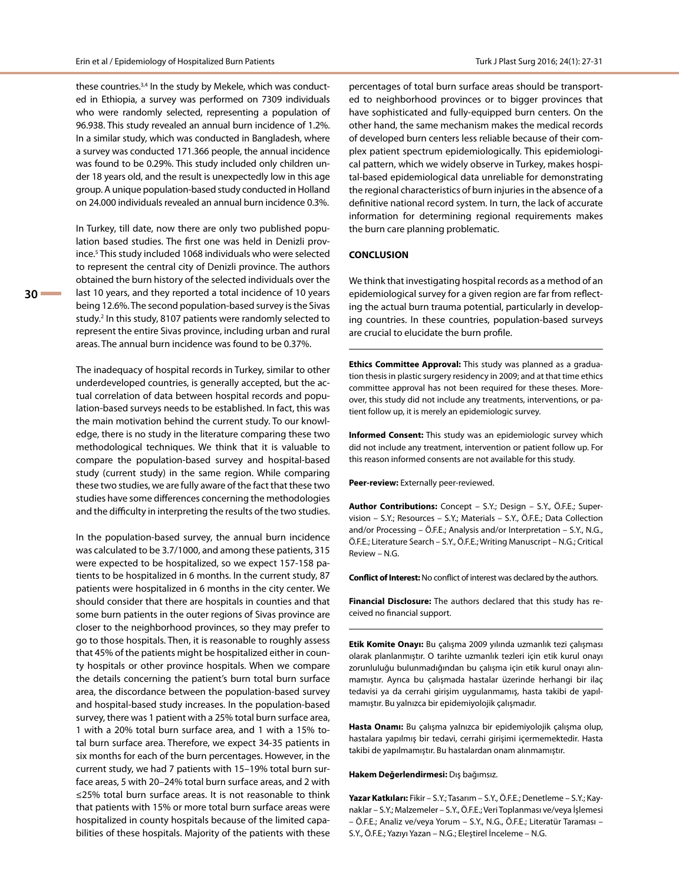these countries.[3,4] In the study by Mekele, which was conducted in Ethiopia, a survey was performed on 7309 individuals who were randomly selected, representing a population of 96.938. This study revealed an annual burn incidence of 1.2%. In a similar study, which was conducted in Bangladesh, where a survey was conducted 171.366 people, the annual incidence was found to be 0.29%. This study included only children under 18 years old, and the result is unexpectedly low in this age group. A unique population-based study conducted in Holland on 24.000 individuals revealed an annual burn incidence 0.3%.

In Turkey, till date, now there are only two published population based studies. The first one was held in Denizli province.[5] This study included 1068 individuals who were selected to represent the central city of Denizli province. The authors obtained the burn history of the selected individuals over the last 10 years, and they reported a total incidence of 10 years being 12.6%. The second population-based survey is the Sivas study.[2] In this study, 8107 patients were randomly selected to represent the entire Sivas province, including urban and rural areas. The annual burn incidence was found to be 0.37%.

The inadequacy of hospital records in Turkey, similar to other underdeveloped countries, is generally accepted, but the actual correlation of data between hospital records and population-based surveys needs to be established. In fact, this was the main motivation behind the current study. To our knowledge, there is no study in the literature comparing these two methodological techniques. We think that it is valuable to compare the population-based survey and hospital-based study (current study) in the same region. While comparing these two studies, we are fully aware of the fact that these two studies have some differences concerning the methodologies and the difficulty in interpreting the results of the two studies.

In the population-based survey, the annual burn incidence was calculated to be 3.7/1000, and among these patients, 315 were expected to be hospitalized, so we expect 157-158 patients to be hospitalized in 6 months. In the current study, 87 patients were hospitalized in 6 months in the city center. We should consider that there are hospitals in counties and that some burn patients in the outer regions of Sivas province are closer to the neighborhood provinces, so they may prefer to go to those hospitals. Then, it is reasonable to roughly assess that 45% of the patients might be hospitalized either in county hospitals or other province hospitals. When we compare the details concerning the patient's burn total burn surface area, the discordance between the population-based survey and hospital-based study increases. In the population-based survey, there was 1 patient with a 25% total burn surface area, 1 with a 20% total burn surface area, and 1 with a 15% total burn surface area. Therefore, we expect 34-35 patients in six months for each of the burn percentages. However, in the current study, we had 7 patients with 15–19% total burn surface areas, 5 with 20–24% total burn surface areas, and 2 with ≤25% total burn surface areas. It is not reasonable to think that patients with 15% or more total burn surface areas were hospitalized in county hospitals because of the limited capabilities of these hospitals. Majority of the patients with these percentages of total burn surface areas should be transported to neighborhood provinces or to bigger provinces that have sophisticated and fully-equipped burn centers. On the other hand, the same mechanism makes the medical records of developed burn centers less reliable because of their complex patient spectrum epidemiologically. This epidemiological pattern, which we widely observe in Turkey, makes hospital-based epidemiological data unreliable for demonstrating the regional characteristics of burn injuries in the absence of a definitive national record system. In turn, the lack of accurate information for determining regional requirements makes the burn care planning problematic.

## CONCLUSION

We think that investigating hospital records as a method of an epidemiological survey for a given region are far from reflecting the actual burn trauma potential, particularly in developing countries. In these countries, population-based surveys are crucial to elucidate the burn profile.

---

**Ethics Committee Approval:** This study was planned as a graduation thesis in plastic surgery residency in 2009; and at that time ethics committee approval has not been required for these theses. Moreover, this study did not include any treatments, interventions, or patient follow up, it is merely an epidemiologic survey.

**Informed Consent:** This study was an epidemiologic survey which did not include any treatment, intervention or patient follow up. For this reason informed consents are not available for this study.

**Peer-review:** Externally peer-reviewed.

**Author Contributions:** Concept – S.Y.; Design – S.Y., Ö.F.E.; Supervision – S.Y.; Resources – S.Y.; Materials – S.Y., Ö.F.E.; Data Collection and/or Processing – Ö.F.E.; Analysis and/or Interpretation – S.Y., N.G., Ö.F.E.; Literature Search – S.Y., Ö.F.E.; Writing Manuscript – N.G.; Critical Review – N.G.

**Conflict of Interest:** No conflict of interest was declared by the authors.

**Financial Disclosure:** The authors declared that this study has received no financial support.

---

**Etik Komite Onayı:** Bu çalışma 2009 yılında uzmanlık tezi çalışması olarak planlanmıştır. O tarihte uzmanlık tezleri için etik kurul onayı zorunluluğu bulunmadığından bu çalışma için etik kurul onayı alınmamıştır. Ayrıca bu çalışmada hastalar üzerinde herhangi bir ilaç tedavisi ya da cerrahi girişim uygulanmamış, hasta takibi de yapılmamıştır. Bu yalnızca bir epidemiyolojik çalışmadır.

**Hasta Onamı:** Bu çalışma yalnızca bir epidemiyolojik çalışma olup, hastalara yapılmış bir tedavi, cerrahi girişimi içermemektedir. Hasta takibi de yapılmamıştır. Bu hastalardan onam alınmamıştır.

**Hakem Değerlendirmesi:** Dış bağımsız.

**Yazar Katkıları:** Fikir – S.Y.; Tasarım – S.Y., Ö.F.E.; Denetleme – S.Y.; Kaynaklar – S.Y.; Malzemeler – S.Y., Ö.F.E.; Veri Toplanması ve/veya İşlemesi – Ö.F.E.; Analiz ve/veya Yorum – S.Y., N.G., Ö.F.E.; Literatür Taraması – S.Y., Ö.F.E.; Yazıyı Yazan – N.G.; Eleştirel İnceleme – N.G.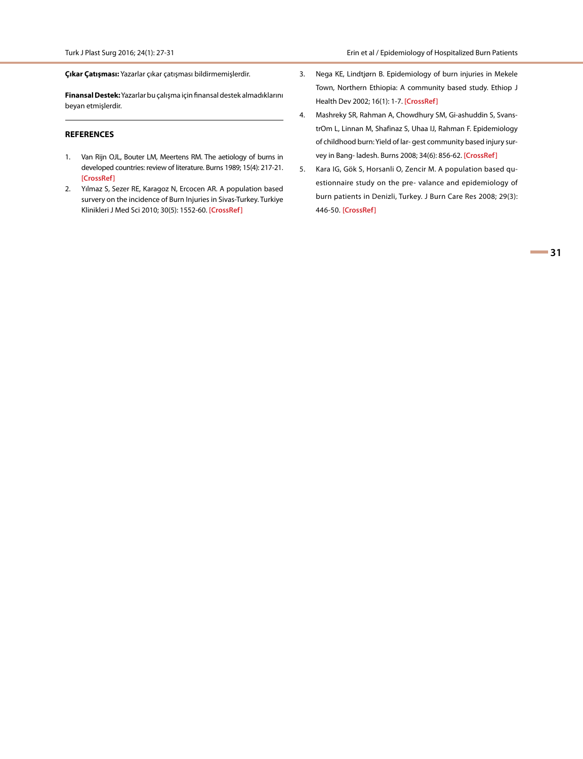**Çıkar Çatışması:** Yazarlar çıkar çatışması bildirmemişlerdir.

**Finansal Destek:** Yazarlar bu çalışma için finansal destek almadıklarını beyan etmişlerdir.

## REFERENCES

1. Van Rijn OJL, Bouter LM, Meertens RM. The aetiology of burns in developed countries: review of literature. Burns 1989; 15(4): 217-21. [CrossRef]
2. Yılmaz S, Sezer RE, Karagoz N, Ercocen AR. A population based survery on the incidence of Burn Injuries in Sivas-Turkey. Turkiye Klinikleri J Med Sci 2010; 30(5): 1552-60. [CrossRef]
3. Nega KE, Lindtjørn B. Epidemiology of burn injuries in Mekele Town, Northern Ethiopia: A community based study. Ethiop J Health Dev 2002; 16(1): 1-7. [CrossRef]
4. Mashreky SR, Rahman A, Chowdhury SM, Gi-ashuddin S, Svans-trOm L, Linnan M, Shafinaz S, Uhaa IJ, Rahman F. Epidemiology of childhood burn: Yield of lar- gest community based injury survey in Bang- ladesh. Burns 2008; 34(6): 856-62. [CrossRef]
5. Kara IG, Gök S, Horsanli O, Zencir M. A population based questionnaire study on the pre- valance and epidemiology of burn patients in Denizli, Turkey. J Burn Care Res 2008; 29(3): 446-50. [CrossRef]